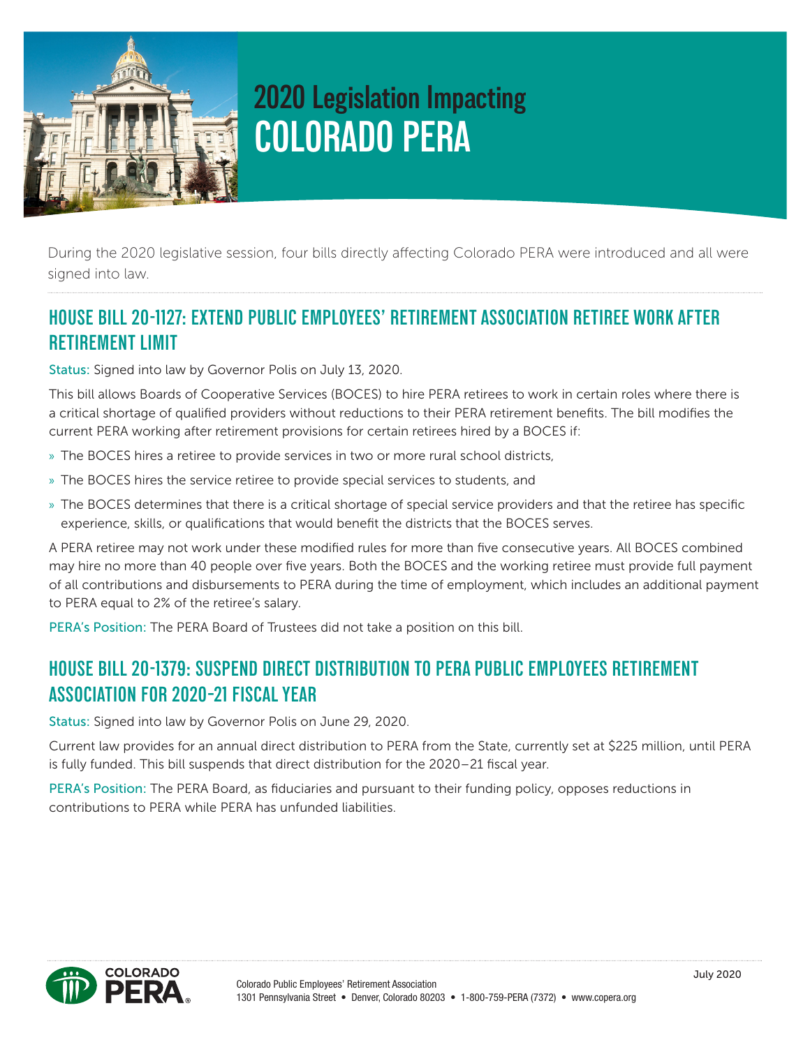# 2020 Legislation Impacting COLORADO PERA

During the 2020 legislative session, four bills directly affecting Colorado PERA were introduced and all were signed into law.

## HOUSE BILL 20-1127: EXTEND PUBLIC EMPLOYEES' RETIREMENT ASSOCIATION RETIREE WORK AFTER RETIREMENT LIMIT

Status: Signed into law by Governor Polis on July 13, 2020.

This bill allows Boards of Cooperative Services (BOCES) to hire PERA retirees to work in certain roles where there is a critical shortage of qualified providers without reductions to their PERA retirement benefits. The bill modifies the current PERA working after retirement provisions for certain retirees hired by a BOCES if:

- The BOCES hires a retiree to provide services in two or more rural school districts,
- The BOCES hires the service retiree to provide special services to students, and
- The BOCES determines that there is a critical shortage of special service providers and that the retiree has specific experience, skills, or qualifications that would benefit the districts that the BOCES serves.

A PERA retiree may not work under these modified rules for more than five consecutive years. All BOCES combined may hire no more than 40 people over five years. Both the BOCES and the working retiree must provide full payment of all contributions and disbursements to PERA during the time of employment, which includes an additional payment to PERA equal to 2% of the retiree's salary.

PERA's Position: The PERA Board of Trustees did not take a position on this bill.

## HOUSE BILL 20-1379: SUSPEND DIRECT DISTRIBUTION TO PERA PUBLIC EMPLOYEES RETIREMENT ASSOCIATION FOR 2020-21 FISCAL YEAR

Status: Signed into law by Governor Polis on June 29, 2020.

Current law provides for an annual direct distribution to PERA from the State, currently set at $225 million, until PERA is fully funded. This bill suspends that direct distribution for the 2020–21 fiscal year.

PERA's Position: The PERA Board, as fiduciaries and pursuant to their funding policy, opposes reductions in contributions to PERA while PERA has unfunded liabilities.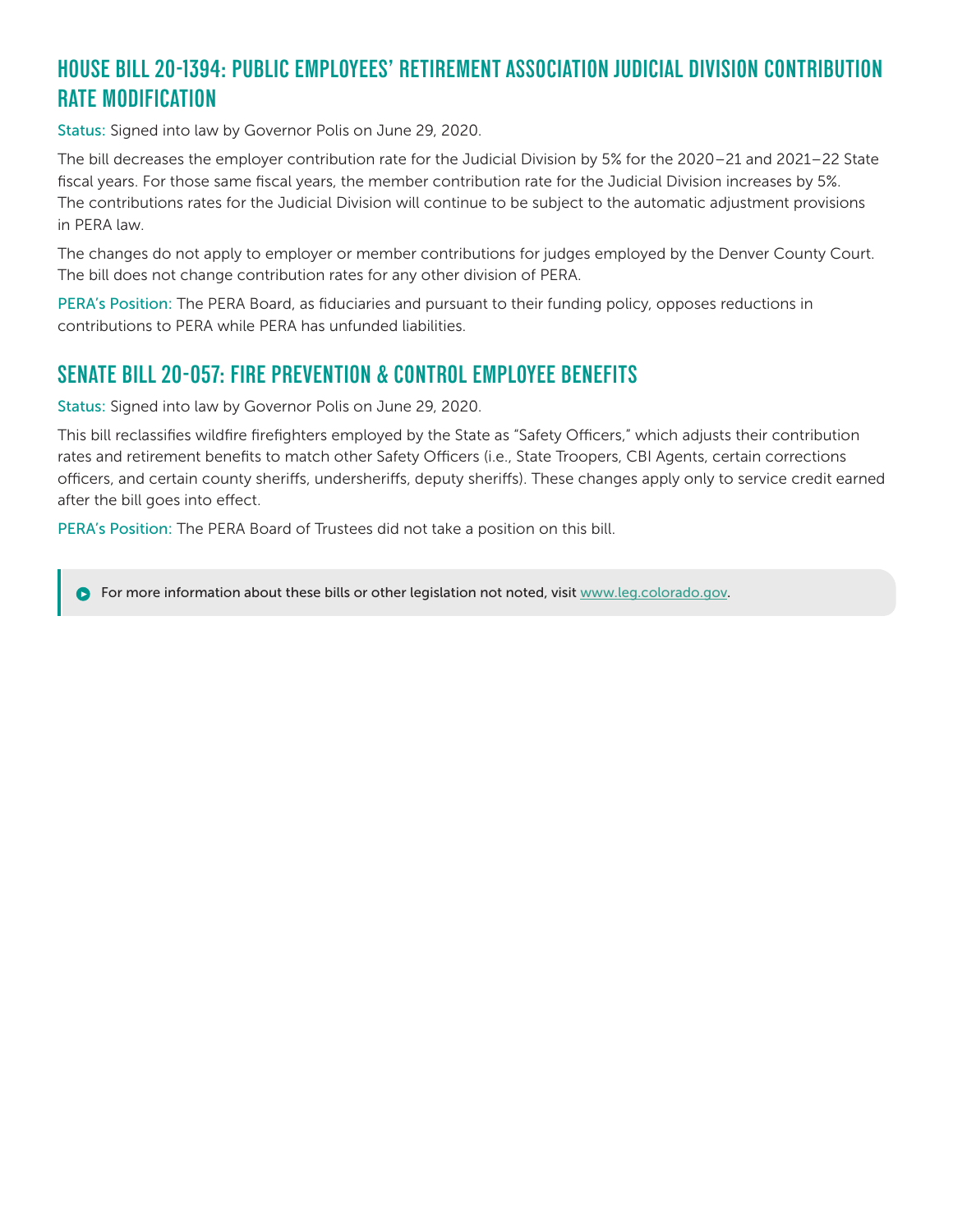## HOUSE BILL 20-1394: PUBLIC EMPLOYEES' RETIREMENT ASSOCIATION JUDICIAL DIVISION CONTRIBUTION RATE MODIFICATION

Status: Signed into law by Governor Polis on June 29, 2020.

The bill decreases the employer contribution rate for the Judicial Division by 5% for the 2020–21 and 2021–22 State fiscal years. For those same fiscal years, the member contribution rate for the Judicial Division increases by 5%. The contributions rates for the Judicial Division will continue to be subject to the automatic adjustment provisions in PERA law.

The changes do not apply to employer or member contributions for judges employed by the Denver County Court. The bill does not change contribution rates for any other division of PERA.

PERA's Position: The PERA Board, as fiduciaries and pursuant to their funding policy, opposes reductions in contributions to PERA while PERA has unfunded liabilities.

## SENATE BILL 20-057: FIRE PREVENTION & CONTROL EMPLOYEE BENEFITS

Status: Signed into law by Governor Polis on June 29, 2020.

This bill reclassifies wildfire firefighters employed by the State as "Safety Officers," which adjusts their contribution rates and retirement benefits to match other Safety Officers (i.e., State Troopers, CBI Agents, certain corrections officers, and certain county sheriffs, undersheriffs, deputy sheriffs). These changes apply only to service credit earned after the bill goes into effect.

PERA's Position: The PERA Board of Trustees did not take a position on this bill.

For more information about these bills or other legislation not noted, visit www.leg.colorado.gov.